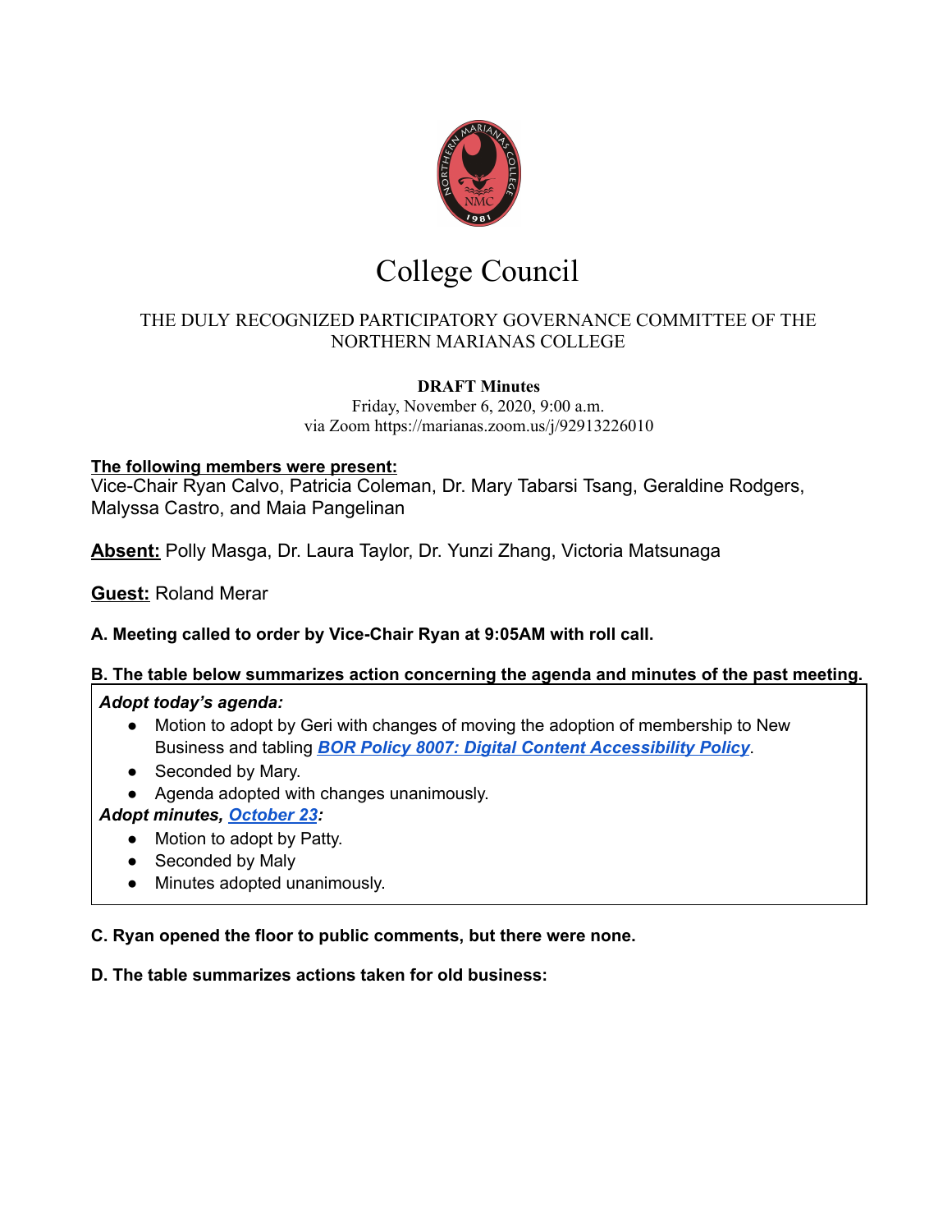# College Council

THE DULY RECOGNIZED PARTICIPATORY GOVERNANCE COMMITTEE OF THE NORTHERN MARIANAS COLLEGE

**DRAFT Minutes**
Friday, November 6, 2020, 9:00 a.m.
via Zoom https://marianas.zoom.us/j/92913226010

**The following members were present:**
Vice-Chair Ryan Calvo, Patricia Coleman, Dr. Mary Tabarsi Tsang, Geraldine Rodgers, Malyssa Castro, and Maia Pangelinan

**Absent:** Polly Masga, Dr. Laura Taylor, Dr. Yunzi Zhang, Victoria Matsunaga

**Guest:** Roland Merar

**A. Meeting called to order by Vice-Chair Ryan at 9:05AM with roll call.**

**B. The table below summarizes action concerning the agenda and minutes of the past meeting.**

***Adopt today's agenda:***

- Motion to adopt by Geri with changes of moving the adoption of membership to New Business and tabling ***BOR Policy 8007: Digital Content Accessibility Policy***.
- Seconded by Mary.
- Agenda adopted with changes unanimously.

***Adopt minutes, October 23:***

- Motion to adopt by Patty.
- Seconded by Maly
- Minutes adopted unanimously.

**C. Ryan opened the floor to public comments, but there were none.**

**D. The table summarizes actions taken for old business:**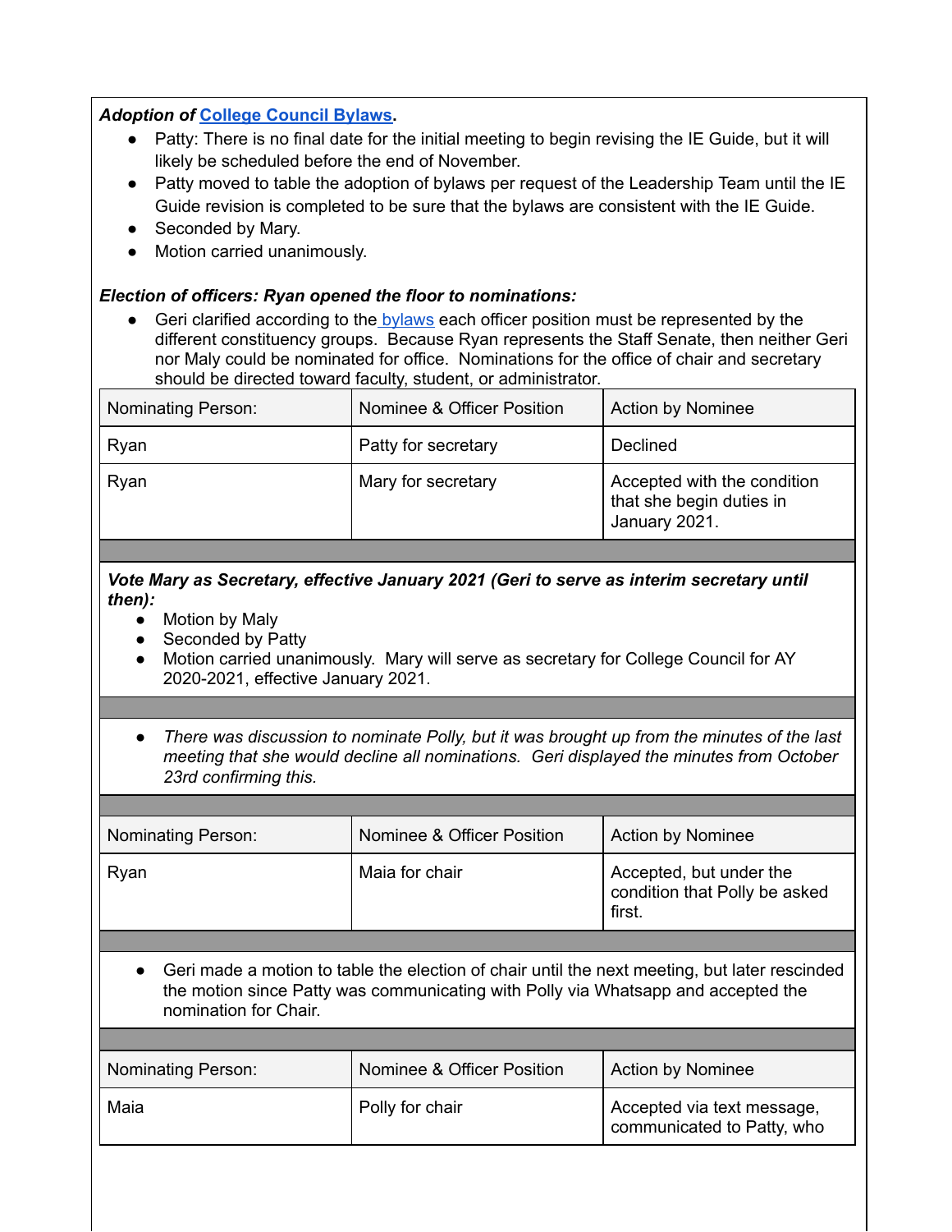***Adoption of* [College Council Bylaws](#).**

- Patty: There is no final date for the initial meeting to begin revising the IE Guide, but it will likely be scheduled before the end of November.
- Patty moved to table the adoption of bylaws per request of the Leadership Team until the IE Guide revision is completed to be sure that the bylaws are consistent with the IE Guide.
- Seconded by Mary.
- Motion carried unanimously.

***Election of officers: Ryan opened the floor to nominations:***

- Geri clarified according to the [bylaws](#) each officer position must be represented by the different constituency groups. Because Ryan represents the Staff Senate, then neither Geri nor Maly could be nominated for office. Nominations for the office of chair and secretary should be directed toward faculty, student, or administrator.

| Nominating Person: | Nominee & Officer Position | Action by Nominee |
|---|---|---|
| Ryan | Patty for secretary | Declined |
| Ryan | Mary for secretary | Accepted with the condition that she begin duties in January 2021. |

***Vote Mary as Secretary, effective January 2021 (Geri to serve as interim secretary until then):***

- Motion by Maly
- Seconded by Patty
- Motion carried unanimously. Mary will serve as secretary for College Council for AY 2020-2021, effective January 2021.

- *There was discussion to nominate Polly, but it was brought up from the minutes of the last meeting that she would decline all nominations. Geri displayed the minutes from October 23rd confirming this.*

| Nominating Person: | Nominee & Officer Position | Action by Nominee |
|---|---|---|
| Ryan | Maia for chair | Accepted, but under the condition that Polly be asked first. |

- Geri made a motion to table the election of chair until the next meeting, but later rescinded the motion since Patty was communicating with Polly via Whatsapp and accepted the nomination for Chair.

| Nominating Person: | Nominee & Officer Position | Action by Nominee |
|---|---|---|
| Maia | Polly for chair | Accepted via text message, communicated to Patty, who |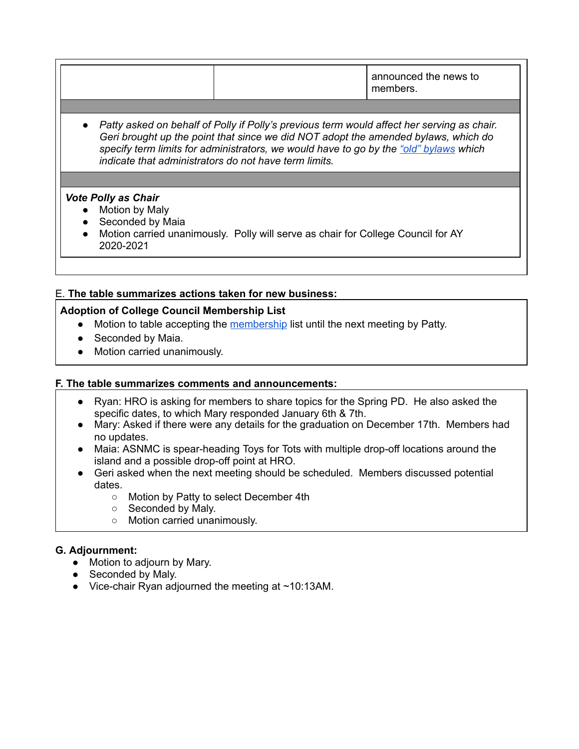| | | |
|---|---|---|
| | | announced the news to members. |

- *Patty asked on behalf of Polly if Polly's previous term would affect her serving as chair. Geri brought up the point that since we did NOT adopt the amended bylaws, which do specify term limits for administrators, we would have to go by the "old" bylaws which indicate that administrators do not have term limits.*

***Vote Polly as Chair***

- Motion by Maly
- Seconded by Maia
- Motion carried unanimously. Polly will serve as chair for College Council for AY 2020-2021

E. **The table summarizes actions taken for new business:**

**Adoption of College Council Membership List**

- Motion to table accepting the membership list until the next meeting by Patty.
- Seconded by Maia.
- Motion carried unanimously.

**F. The table summarizes comments and announcements:**

- Ryan: HRO is asking for members to share topics for the Spring PD. He also asked the specific dates, to which Mary responded January 6th & 7th.
- Mary: Asked if there were any details for the graduation on December 17th. Members had no updates.
- Maia: ASNMC is spear-heading Toys for Tots with multiple drop-off locations around the island and a possible drop-off point at HRO.
- Geri asked when the next meeting should be scheduled. Members discussed potential dates.
    - Motion by Patty to select December 4th
    - Seconded by Maly.
    - Motion carried unanimously.

**G. Adjournment:**

- Motion to adjourn by Mary.
- Seconded by Maly.
- Vice-chair Ryan adjourned the meeting at ~10:13AM.